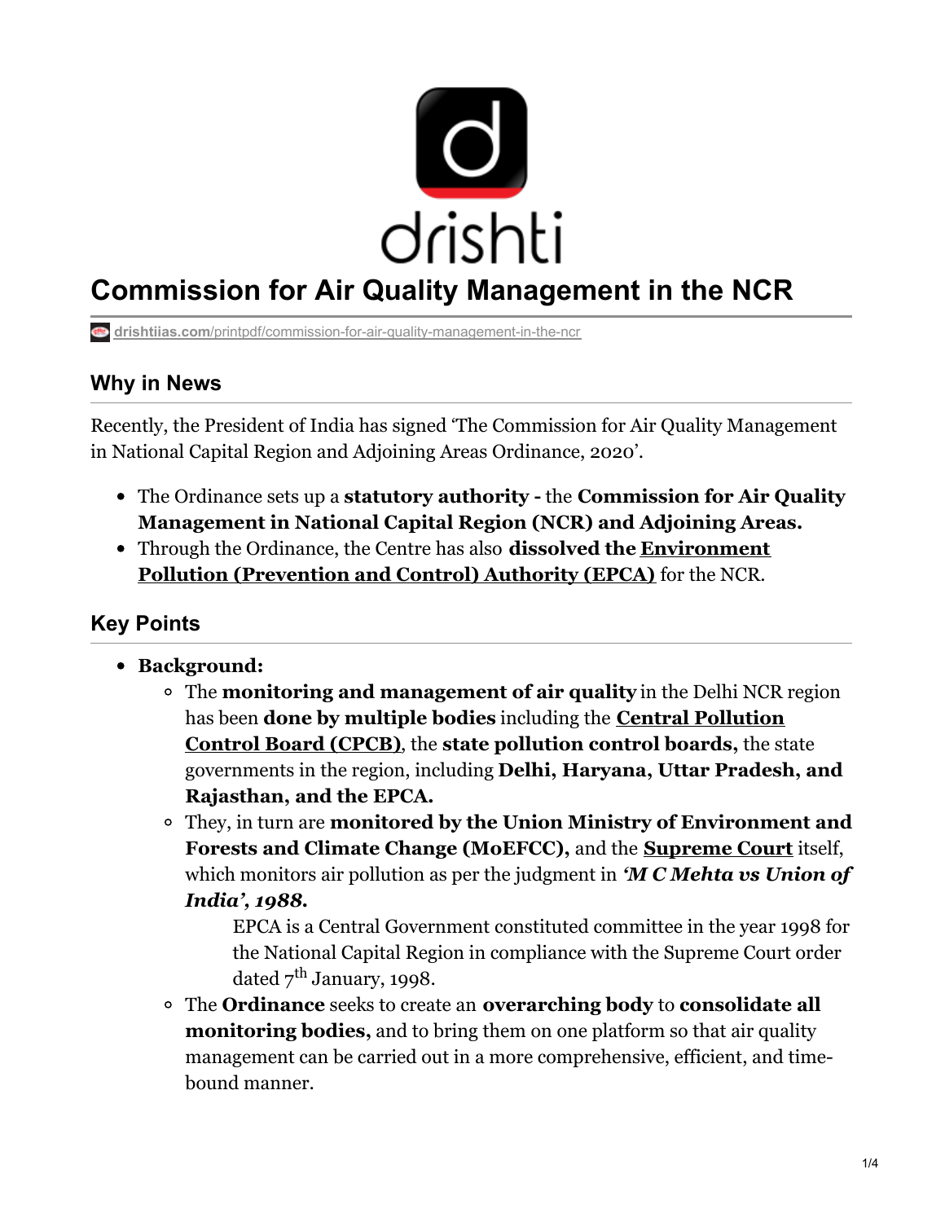# Commission for Air Quality Management in the NCR

drishtiias.com/printpdf/commission-for-air-quality-management-in-the-ncr

## Why in News

Recently, the President of India has signed 'The Commission for Air Quality Management in National Capital Region and Adjoining Areas Ordinance, 2020'.

- The Ordinance sets up a **statutory authority -** the **Commission for Air Quality Management in National Capital Region (NCR) and Adjoining Areas.**
- Through the Ordinance, the Centre has also **dissolved the Environment Pollution (Prevention and Control) Authority (EPCA)** for the NCR.

## Key Points

- **Background:**
  - The **monitoring and management of air quality** in the Delhi NCR region has been **done by multiple bodies** including the **Central Pollution Control Board (CPCB)**, the **state pollution control boards,** the state governments in the region, including **Delhi, Haryana, Uttar Pradesh, and Rajasthan, and the EPCA.**
  - They, in turn are **monitored by the Union Ministry of Environment and Forests and Climate Change (MoEFCC),** and the **Supreme Court** itself, which monitors air pollution as per the judgment in ***'M C Mehta vs Union of India', 1988.***

    EPCA is a Central Government constituted committee in the year 1998 for the National Capital Region in compliance with the Supreme Court order dated 7th January, 1998.
  - The **Ordinance** seeks to create an **overarching body** to **consolidate all monitoring bodies,** and to bring them on one platform so that air quality management can be carried out in a more comprehensive, efficient, and time-bound manner.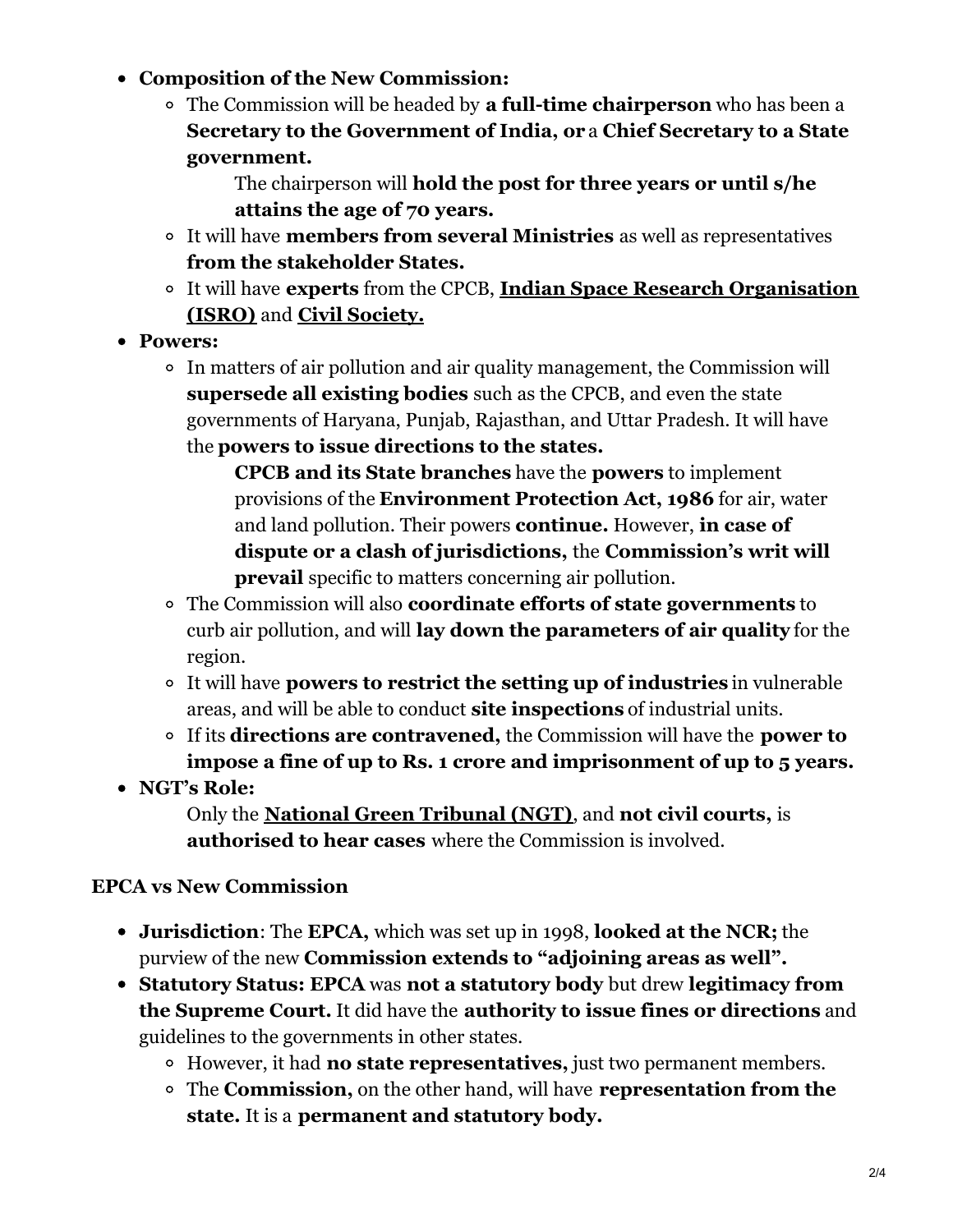- **Composition of the New Commission:**
  - The Commission will be headed by **a full-time chairperson** who has been a **Secretary to the Government of India, or** a **Chief Secretary to a State government.**
    - The chairperson will **hold the post for three years or until s/he attains the age of 70 years.**
  - It will have **members from several Ministries** as well as representatives **from the stakeholder States.**
  - It will have **experts** from the CPCB, **Indian Space Research Organisation (ISRO)** and **Civil Society.**
- **Powers:**
  - In matters of air pollution and air quality management, the Commission will **supersede all existing bodies** such as the CPCB, and even the state governments of Haryana, Punjab, Rajasthan, and Uttar Pradesh. It will have the **powers to issue directions to the states.**
    - **CPCB and its State branches** have the **powers** to implement provisions of the **Environment Protection Act, 1986** for air, water and land pollution. Their powers **continue.** However, **in case of dispute or a clash of jurisdictions,** the **Commission's writ will prevail** specific to matters concerning air pollution.
  - The Commission will also **coordinate efforts of state governments** to curb air pollution, and will **lay down the parameters of air quality** for the region.
  - It will have **powers to restrict the setting up of industries** in vulnerable areas, and will be able to conduct **site inspections** of industrial units.
  - If its **directions are contravened,** the Commission will have the **power to impose a fine of up to Rs. 1 crore and imprisonment of up to 5 years.**
- **NGT's Role:**
  - Only the **National Green Tribunal (NGT)**, and **not civil courts,** is **authorised to hear cases** where the Commission is involved.

### EPCA vs New Commission

- **Jurisdiction**: The **EPCA,** which was set up in 1998, **looked at the NCR;** the purview of the new **Commission extends to "adjoining areas as well".**
- **Statutory Status: EPCA** was **not a statutory body** but drew **legitimacy from the Supreme Court.** It did have the **authority to issue fines or directions** and guidelines to the governments in other states.
  - However, it had **no state representatives,** just two permanent members.
  - The **Commission,** on the other hand, will have **representation from the state.** It is a **permanent and statutory body.**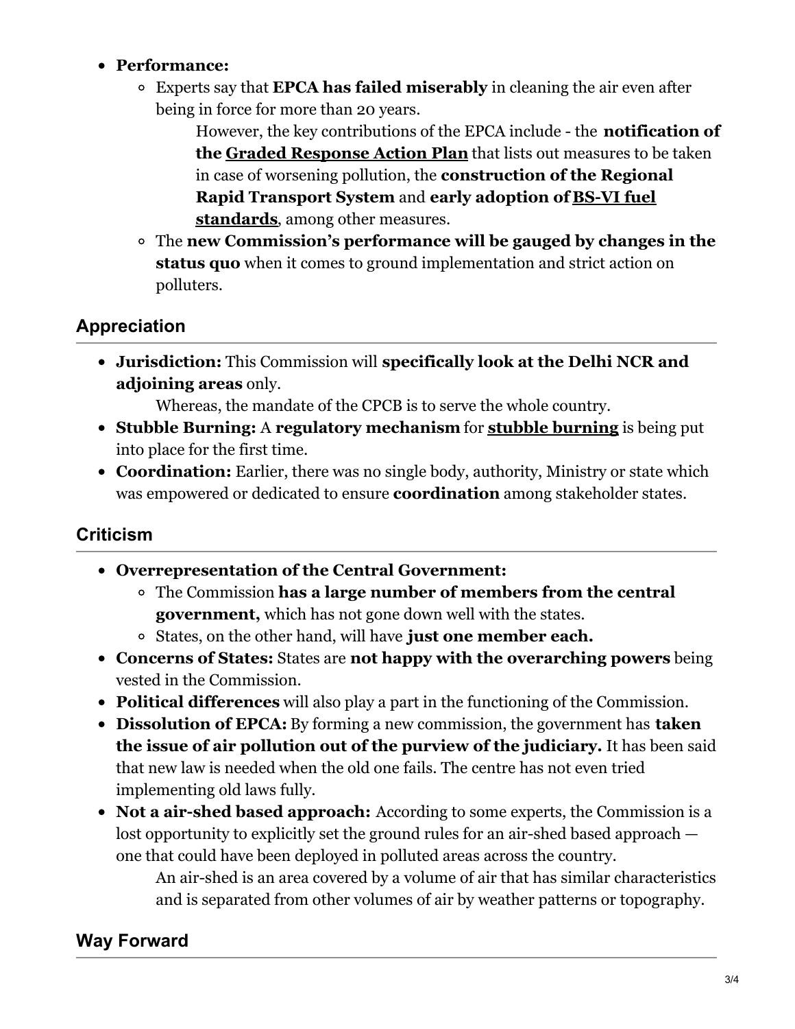- **Performance:**
  - Experts say that **EPCA has failed miserably** in cleaning the air even after being in force for more than 20 years.
    - However, the key contributions of the EPCA include - the **notification of the Graded Response Action Plan** that lists out measures to be taken in case of worsening pollution, the **construction of the Regional Rapid Transport System** and **early adoption of BS-VI fuel standards**, among other measures.
  - The **new Commission's performance will be gauged by changes in the status quo** when it comes to ground implementation and strict action on polluters.

## Appreciation

- **Jurisdiction:** This Commission will **specifically look at the Delhi NCR and adjoining areas** only.
  - Whereas, the mandate of the CPCB is to serve the whole country.
- **Stubble Burning:** A **regulatory mechanism** for **stubble burning** is being put into place for the first time.
- **Coordination:** Earlier, there was no single body, authority, Ministry or state which was empowered or dedicated to ensure **coordination** among stakeholder states.

## Criticism

- **Overrepresentation of the Central Government:**
  - The Commission **has a large number of members from the central government,** which has not gone down well with the states.
  - States, on the other hand, will have **just one member each.**
- **Concerns of States:** States are **not happy with the overarching powers** being vested in the Commission.
- **Political differences** will also play a part in the functioning of the Commission.
- **Dissolution of EPCA:** By forming a new commission, the government has **taken the issue of air pollution out of the purview of the judiciary.** It has been said that new law is needed when the old one fails. The centre has not even tried implementing old laws fully.
- **Not a air-shed based approach:** According to some experts, the Commission is a lost opportunity to explicitly set the ground rules for an air-shed based approach — one that could have been deployed in polluted areas across the country.
  - An air-shed is an area covered by a volume of air that has similar characteristics and is separated from other volumes of air by weather patterns or topography.

## Way Forward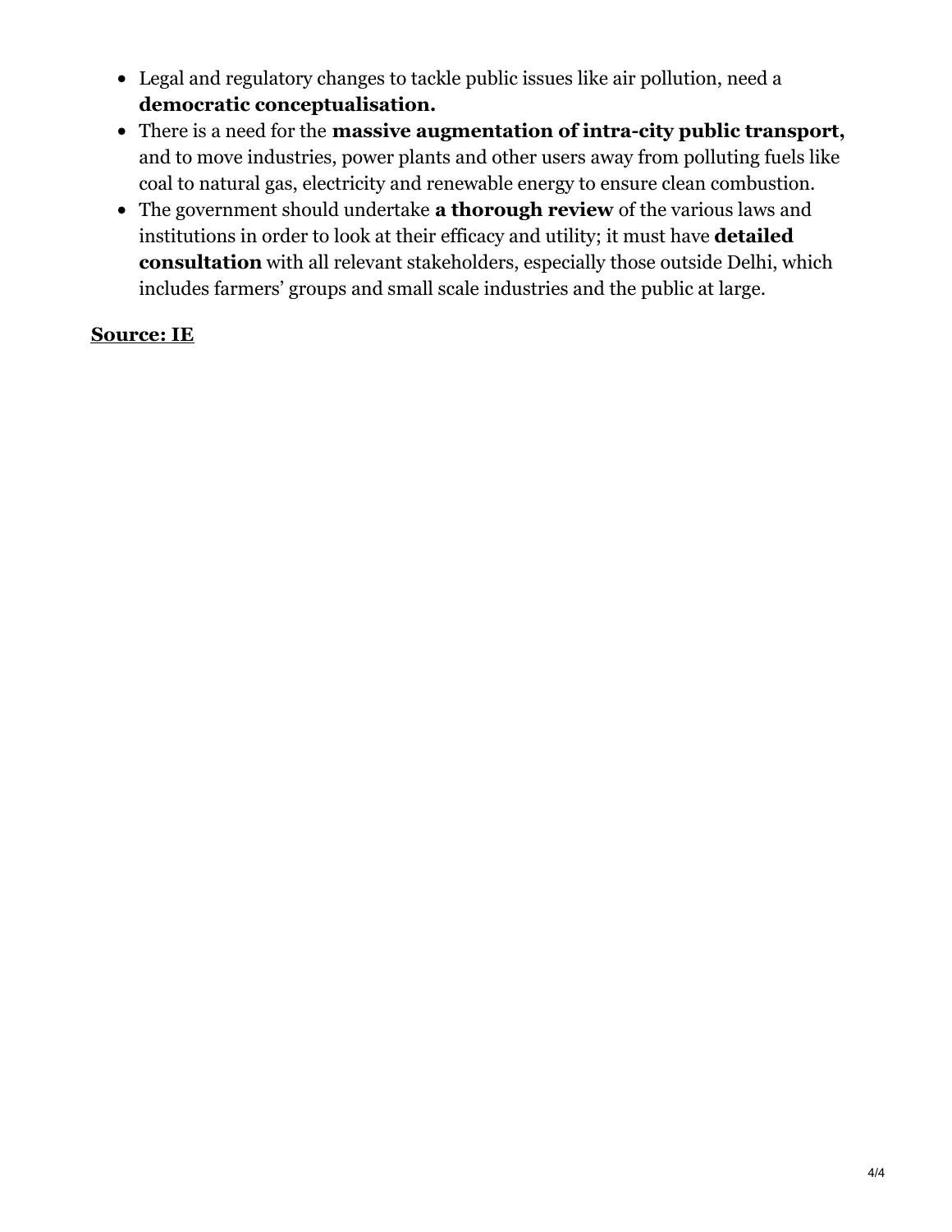- Legal and regulatory changes to tackle public issues like air pollution, need a **democratic conceptualisation.**
- There is a need for the **massive augmentation of intra-city public transport,** and to move industries, power plants and other users away from polluting fuels like coal to natural gas, electricity and renewable energy to ensure clean combustion.
- The government should undertake **a thorough review** of the various laws and institutions in order to look at their efficacy and utility; it must have **detailed consultation** with all relevant stakeholders, especially those outside Delhi, which includes farmers' groups and small scale industries and the public at large.

**Source: IE**